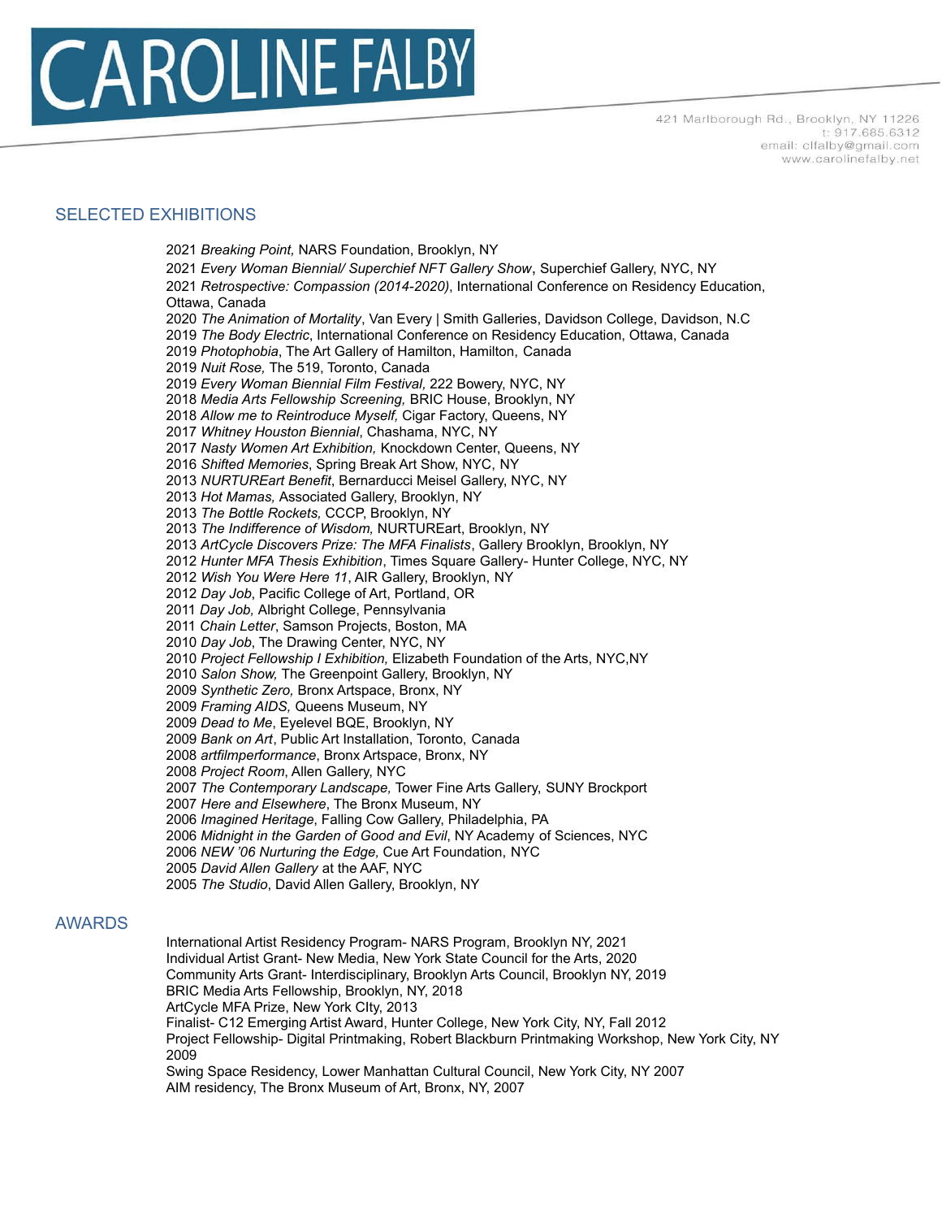# CAROLINE FALBY

421 Marlborough Rd., Brooklyn, NY 11226
t: 917.685.6312
email: clfalby@gmail.com
www.carolinefalby.net

## SELECTED EXHIBITIONS

2021 *Breaking Point,* NARS Foundation, Brooklyn, NY
2021 *Every Woman Biennial/ Superchief NFT Gallery Show*, Superchief Gallery, NYC, NY
2021 *Retrospective: Compassion (2014-2020)*, International Conference on Residency Education, Ottawa, Canada
2020 *The Animation of Mortality*, Van Every | Smith Galleries, Davidson College, Davidson, N.C
2019 *The Body Electric*, International Conference on Residency Education, Ottawa, Canada
2019 *Photophobia*, The Art Gallery of Hamilton, Hamilton, Canada
2019 *Nuit Rose,* The 519, Toronto, Canada
2019 *Every Woman Biennial Film Festival,* 222 Bowery, NYC, NY
2018 *Media Arts Fellowship Screening,* BRIC House, Brooklyn, NY
2018 *Allow me to Reintroduce Myself,* Cigar Factory, Queens, NY
2017 *Whitney Houston Biennial*, Chashama, NYC, NY
2017 *Nasty Women Art Exhibition,* Knockdown Center, Queens, NY
2016 *Shifted Memories*, Spring Break Art Show, NYC, NY
2013 *NURTUREart Benefit*, Bernarducci Meisel Gallery, NYC, NY
2013 *Hot Mamas,* Associated Gallery, Brooklyn, NY
2013 *The Bottle Rockets,* CCCP, Brooklyn, NY
2013 *The Indifference of Wisdom,* NURTUREart, Brooklyn, NY
2013 *ArtCycle Discovers Prize: The MFA Finalists*, Gallery Brooklyn, Brooklyn, NY
2012 *Hunter MFA Thesis Exhibition*, Times Square Gallery- Hunter College, NYC, NY
2012 *Wish You Were Here 11*, AIR Gallery, Brooklyn, NY
2012 *Day Job*, Pacific College of Art, Portland, OR
2011 *Day Job,* Albright College, Pennsylvania
2011 *Chain Letter*, Samson Projects, Boston, MA
2010 *Day Job*, The Drawing Center, NYC, NY
2010 *Project Fellowship I Exhibition,* Elizabeth Foundation of the Arts, NYC,NY
2010 *Salon Show,* The Greenpoint Gallery, Brooklyn, NY
2009 *Synthetic Zero,* Bronx Artspace, Bronx, NY
2009 *Framing AIDS,* Queens Museum, NY
2009 *Dead to Me*, Eyelevel BQE, Brooklyn, NY
2009 *Bank on Art*, Public Art Installation, Toronto, Canada
2008 *artfilmperformance*, Bronx Artspace, Bronx, NY
2008 *Project Room*, Allen Gallery, NYC
2007 *The Contemporary Landscape,* Tower Fine Arts Gallery, SUNY Brockport
2007 *Here and Elsewhere*, The Bronx Museum, NY
2006 *Imagined Heritage*, Falling Cow Gallery, Philadelphia, PA
2006 *Midnight in the Garden of Good and Evil*, NY Academy of Sciences, NYC
2006 *NEW '06 Nurturing the Edge,* Cue Art Foundation, NYC
2005 *David Allen Gallery* at the AAF, NYC
2005 *The Studio*, David Allen Gallery, Brooklyn, NY

## AWARDS

International Artist Residency Program- NARS Program, Brooklyn NY, 2021
Individual Artist Grant- New Media, New York State Council for the Arts, 2020
Community Arts Grant- Interdisciplinary, Brooklyn Arts Council, Brooklyn NY, 2019
BRIC Media Arts Fellowship, Brooklyn, NY, 2018
ArtCycle MFA Prize, New York CIty, 2013
Finalist- C12 Emerging Artist Award, Hunter College, New York City, NY, Fall 2012
Project Fellowship- Digital Printmaking, Robert Blackburn Printmaking Workshop, New York City, NY 2009
Swing Space Residency, Lower Manhattan Cultural Council, New York City, NY 2007
AIM residency, The Bronx Museum of Art, Bronx, NY, 2007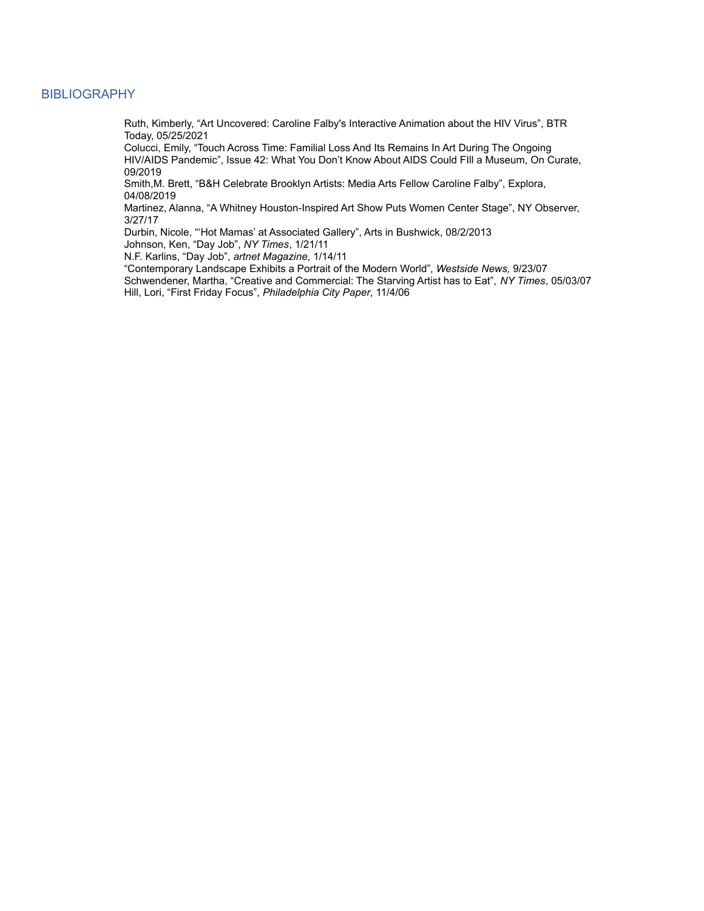## BIBLIOGRAPHY

Ruth, Kimberly, "Art Uncovered: Caroline Falby's Interactive Animation about the HIV Virus", BTR Today, 05/25/2021

Colucci, Emily, "Touch Across Time: Familial Loss And Its Remains In Art During The Ongoing HIV/AIDS Pandemic", Issue 42: What You Don't Know About AIDS Could FIll a Museum, On Curate, 09/2019

Smith,M. Brett, "B&H Celebrate Brooklyn Artists: Media Arts Fellow Caroline Falby", Explora, 04/08/2019

Martinez, Alanna, "A Whitney Houston-Inspired Art Show Puts Women Center Stage", NY Observer, 3/27/17

Durbin, Nicole, "'Hot Mamas' at Associated Gallery", Arts in Bushwick, 08/2/2013

Johnson, Ken, "Day Job", *NY Times*, 1/21/11

N.F. Karlins, "Day Job", *artnet Magazine*, 1/14/11

"Contemporary Landscape Exhibits a Portrait of the Modern World", *Westside News,* 9/23/07

Schwendener, Martha, "Creative and Commercial: The Starving Artist has to Eat", *NY Times*, 05/03/07

Hill, Lori, "First Friday Focus", *Philadelphia City Paper*, 11/4/06